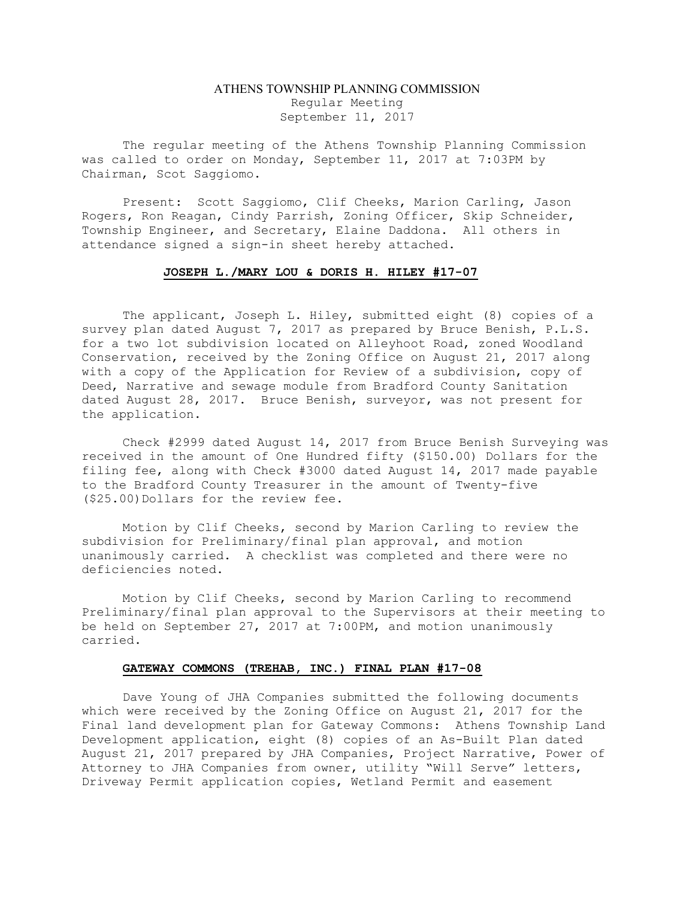# ATHENS TOWNSHIP PLANNING COMMISSION

Regular Meeting
September 11, 2017

The regular meeting of the Athens Township Planning Commission was called to order on Monday, September 11, 2017 at 7:03PM by Chairman, Scot Saggiomo.

Present: Scott Saggiomo, Clif Cheeks, Marion Carling, Jason Rogers, Ron Reagan, Cindy Parrish, Zoning Officer, Skip Schneider, Township Engineer, and Secretary, Elaine Daddona. All others in attendance signed a sign-in sheet hereby attached.

## JOSEPH L./MARY LOU & DORIS H. HILEY #17-07

The applicant, Joseph L. Hiley, submitted eight (8) copies of a survey plan dated August 7, 2017 as prepared by Bruce Benish, P.L.S. for a two lot subdivision located on Alleyhoot Road, zoned Woodland Conservation, received by the Zoning Office on August 21, 2017 along with a copy of the Application for Review of a subdivision, copy of Deed, Narrative and sewage module from Bradford County Sanitation dated August 28, 2017. Bruce Benish, surveyor, was not present for the application.

Check #2999 dated August 14, 2017 from Bruce Benish Surveying was received in the amount of One Hundred fifty ($150.00) Dollars for the filing fee, along with Check #3000 dated August 14, 2017 made payable to the Bradford County Treasurer in the amount of Twenty-five ($25.00) Dollars for the review fee.

Motion by Clif Cheeks, second by Marion Carling to review the subdivision for Preliminary/final plan approval, and motion unanimously carried. A checklist was completed and there were no deficiencies noted.

Motion by Clif Cheeks, second by Marion Carling to recommend Preliminary/final plan approval to the Supervisors at their meeting to be held on September 27, 2017 at 7:00PM, and motion unanimously carried.

## GATEWAY COMMONS (TREHAB, INC.) FINAL PLAN #17-08

Dave Young of JHA Companies submitted the following documents which were received by the Zoning Office on August 21, 2017 for the Final land development plan for Gateway Commons: Athens Township Land Development application, eight (8) copies of an As-Built Plan dated August 21, 2017 prepared by JHA Companies, Project Narrative, Power of Attorney to JHA Companies from owner, utility "Will Serve" letters, Driveway Permit application copies, Wetland Permit and easement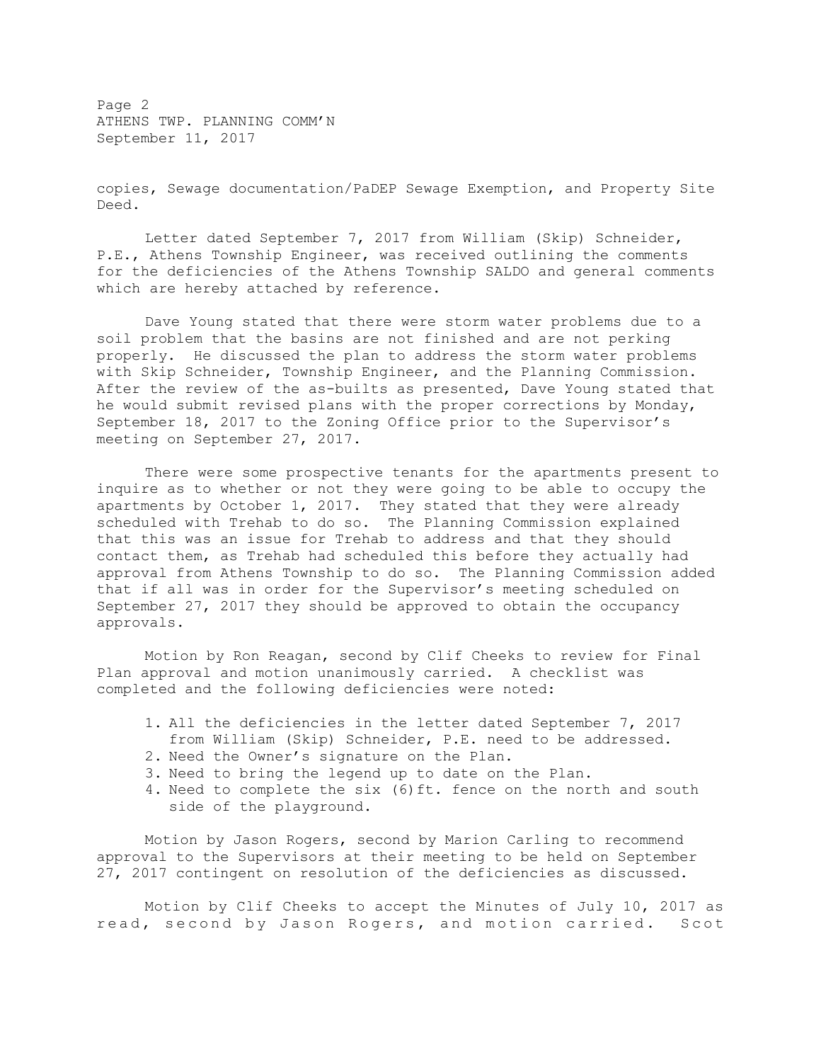copies, Sewage documentation/PaDEP Sewage Exemption, and Property Site Deed.

Letter dated September 7, 2017 from William (Skip) Schneider, P.E., Athens Township Engineer, was received outlining the comments for the deficiencies of the Athens Township SALDO and general comments which are hereby attached by reference.

Dave Young stated that there were storm water problems due to a soil problem that the basins are not finished and are not perking properly. He discussed the plan to address the storm water problems with Skip Schneider, Township Engineer, and the Planning Commission. After the review of the as-builts as presented, Dave Young stated that he would submit revised plans with the proper corrections by Monday, September 18, 2017 to the Zoning Office prior to the Supervisor's meeting on September 27, 2017.

There were some prospective tenants for the apartments present to inquire as to whether or not they were going to be able to occupy the apartments by October 1, 2017. They stated that they were already scheduled with Trehab to do so. The Planning Commission explained that this was an issue for Trehab to address and that they should contact them, as Trehab had scheduled this before they actually had approval from Athens Township to do so. The Planning Commission added that if all was in order for the Supervisor's meeting scheduled on September 27, 2017 they should be approved to obtain the occupancy approvals.

Motion by Ron Reagan, second by Clif Cheeks to review for Final Plan approval and motion unanimously carried. A checklist was completed and the following deficiencies were noted:

1. All the deficiencies in the letter dated September 7, 2017 from William (Skip) Schneider, P.E. need to be addressed.
2. Need the Owner's signature on the Plan.
3. Need to bring the legend up to date on the Plan.
4. Need to complete the six (6)ft. fence on the north and south side of the playground.

Motion by Jason Rogers, second by Marion Carling to recommend approval to the Supervisors at their meeting to be held on September 27, 2017 contingent on resolution of the deficiencies as discussed.

Motion by Clif Cheeks to accept the Minutes of July 10, 2017 as read, second by Jason Rogers, and motion carried. Scot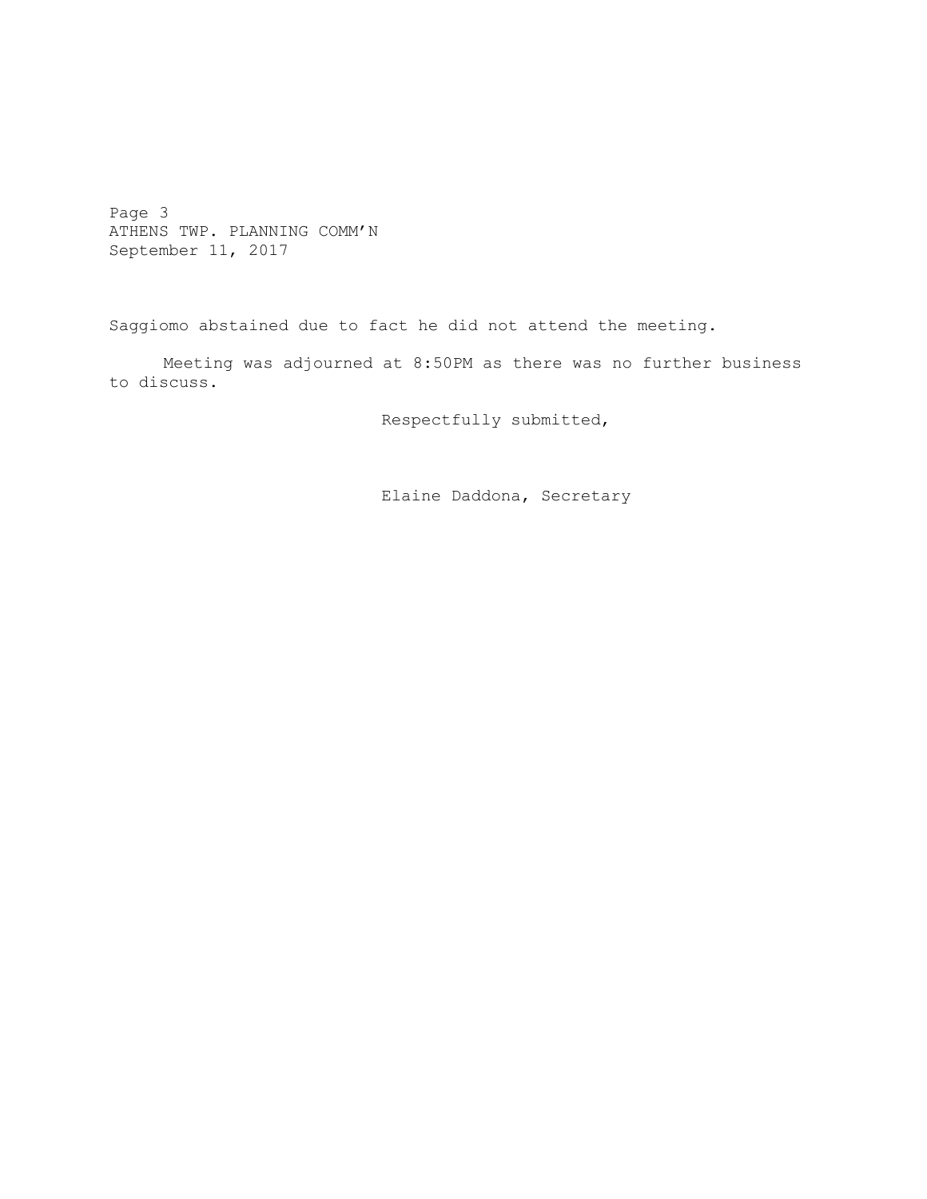Saggiomo abstained due to fact he did not attend the meeting.

Meeting was adjourned at 8:50PM as there was no further business to discuss.

Respectfully submitted,

Elaine Daddona, Secretary